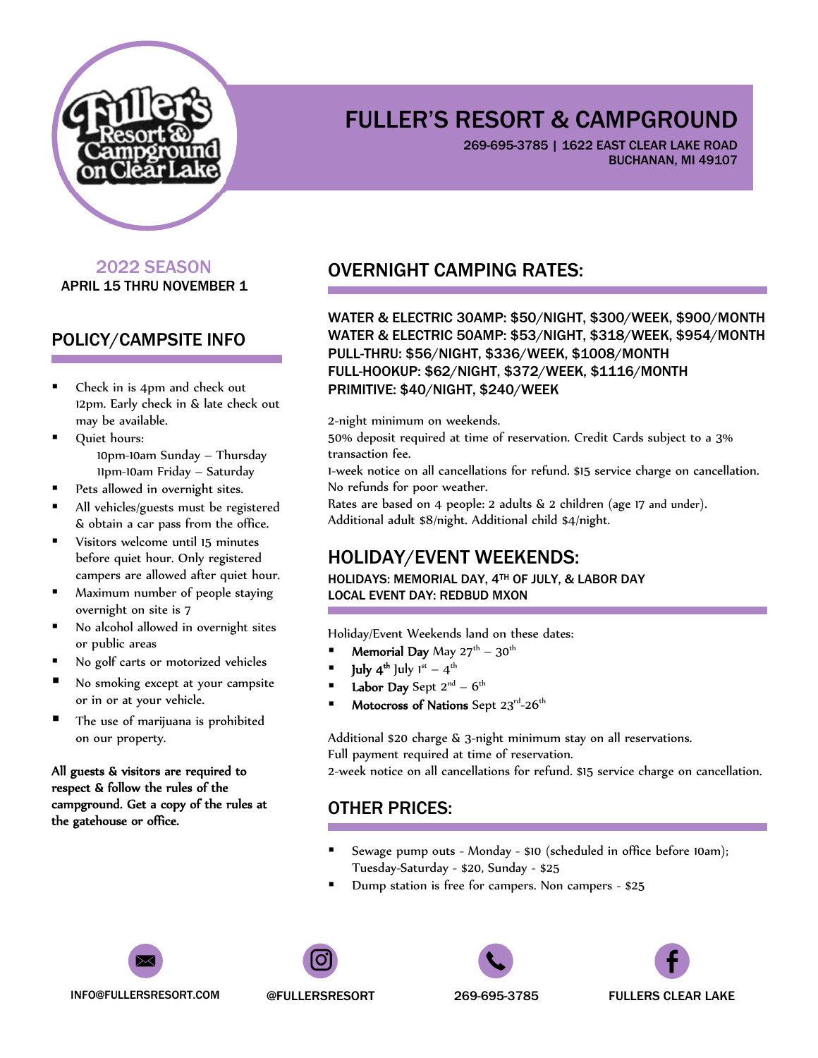# FULLER'S RESORT & CAMPGROUND

**269-695-3785 | 1622 EAST CLEAR LAKE ROAD**
**BUCHANAN, MI 49107**

## 2022 SEASON

**APRIL 15 THRU NOVEMBER 1**

## POLICY/CAMPSITE INFO

- Check in is 4pm and check out 12pm. Early check in & late check out may be available.
- Quiet hours:
  - 10pm-10am Sunday – Thursday
  - 11pm-10am Friday – Saturday
- Pets allowed in overnight sites.
- All vehicles/guests must be registered & obtain a car pass from the office.
- Visitors welcome until 15 minutes before quiet hour. Only registered campers are allowed after quiet hour.
- Maximum number of people staying overnight on site is 7
- No alcohol allowed in overnight sites or public areas
- No golf carts or motorized vehicles
- No smoking except at your campsite or in or at your vehicle.
- The use of marijuana is prohibited on our property.

**All guests & visitors are required to respect & follow the rules of the campground. Get a copy of the rules at the gatehouse or office.**

## OVERNIGHT CAMPING RATES:

**WATER & ELECTRIC 30AMP: $50/NIGHT, $300/WEEK, $900/MONTH**
**WATER & ELECTRIC 50AMP: $53/NIGHT, $318/WEEK, $954/MONTH**
**PULL-THRU: $56/NIGHT, $336/WEEK, $1008/MONTH**
**FULL-HOOKUP: $62/NIGHT, $372/WEEK, $1116/MONTH**
**PRIMITIVE: $40/NIGHT, $240/WEEK**

2-night minimum on weekends.
50% deposit required at time of reservation. Credit Cards subject to a 3% transaction fee.
1-week notice on all cancellations for refund. $15 service charge on cancellation.
No refunds for poor weather.
Rates are based on 4 people: 2 adults & 2 children (age 17 and under).
Additional adult $8/night. Additional child $4/night.

## HOLIDAY/EVENT WEEKENDS:

**HOLIDAYS: MEMORIAL DAY, 4TH OF JULY, & LABOR DAY**
**LOCAL EVENT DAY: REDBUD MXON**

Holiday/Event Weekends land on these dates:

- **Memorial Day** May 27th – 30th
- **July 4th** July 1st – 4th
- **Labor Day** Sept 2nd – 6th
- **Motocross of Nations** Sept 23rd-26th

Additional $20 charge & 3-night minimum stay on all reservations.
Full payment required at time of reservation.
2-week notice on all cancellations for refund. $15 service charge on cancellation.

## OTHER PRICES:

- Sewage pump outs - Monday - $10 (scheduled in office before 10am); Tuesday-Saturday - $20, Sunday - $25
- Dump station is free for campers. Non campers - $25

INFO@FULLERSRESORT.COM | @FULLERSRESORT | 269-695-3785 | FULLERS CLEAR LAKE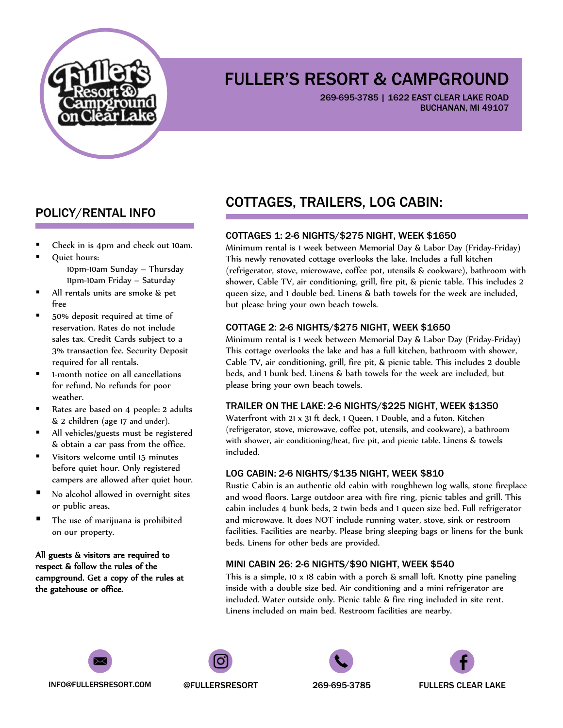# FULLER'S RESORT & CAMPGROUND

269-695-3785 | 1622 EAST CLEAR LAKE ROAD
BUCHANAN, MI 49107

## POLICY/RENTAL INFO

- Check in is 4pm and check out 10am.
- Quiet hours:
  10pm-10am Sunday – Thursday
  11pm-10am Friday – Saturday
- All rentals units are smoke & pet free
- 50% deposit required at time of reservation. Rates do not include sales tax. Credit Cards subject to a 3% transaction fee. Security Deposit required for all rentals.
- 1-month notice on all cancellations for refund. No refunds for poor weather.
- Rates are based on 4 people: 2 adults & 2 children (age 17 and under).
- All vehicles/guests must be registered & obtain a car pass from the office.
- Visitors welcome until 15 minutes before quiet hour. Only registered campers are allowed after quiet hour.
- No alcohol allowed in overnight sites or public areas.
- The use of marijuana is prohibited on our property.

**All guests & visitors are required to respect & follow the rules of the campground. Get a copy of the rules at the gatehouse or office.**

## COTTAGES, TRAILERS, LOG CABIN:

### COTTAGES 1: 2-6 NIGHTS/$275 NIGHT, WEEK $1650

Minimum rental is 1 week between Memorial Day & Labor Day (Friday-Friday) This newly renovated cottage overlooks the lake. Includes a full kitchen (refrigerator, stove, microwave, coffee pot, utensils & cookware), bathroom with shower, Cable TV, air conditioning, grill, fire pit, & picnic table. This includes 2 queen size, and 1 double bed. Linens & bath towels for the week are included, but please bring your own beach towels.

### COTTAGE 2: 2-6 NIGHTS/$275 NIGHT, WEEK $1650

Minimum rental is 1 week between Memorial Day & Labor Day (Friday-Friday) This cottage overlooks the lake and has a full kitchen, bathroom with shower, Cable TV, air conditioning, grill, fire pit, & picnic table. This includes 2 double beds, and 1 bunk bed. Linens & bath towels for the week are included, but please bring your own beach towels.

### TRAILER ON THE LAKE: 2-6 NIGHTS/$225 NIGHT, WEEK $1350

Waterfront with 21 x 31 ft deck, 1 Queen, 1 Double, and a futon. Kitchen (refrigerator, stove, microwave, coffee pot, utensils, and cookware), a bathroom with shower, air conditioning/heat, fire pit, and picnic table. Linens & towels included.

### LOG CABIN: 2-6 NIGHTS/$135 NIGHT, WEEK $810

Rustic Cabin is an authentic old cabin with roughhewn log walls, stone fireplace and wood floors. Large outdoor area with fire ring, picnic tables and grill. This cabin includes 4 bunk beds, 2 twin beds and 1 queen size bed. Full refrigerator and microwave. It does NOT include running water, stove, sink or restroom facilities. Facilities are nearby. Please bring sleeping bags or linens for the bunk beds. Linens for other beds are provided.

### MINI CABIN 26: 2-6 NIGHTS/$90 NIGHT, WEEK $540

This is a simple, 10 x 18 cabin with a porch & small loft. Knotty pine paneling inside with a double size bed. Air conditioning and a mini refrigerator are included. Water outside only. Picnic table & fire ring included in site rent. Linens included on main bed. Restroom facilities are nearby.

INFO@FULLERSRESORT.COM | @FULLERSRESORT | 269-695-3785 | FULLERS CLEAR LAKE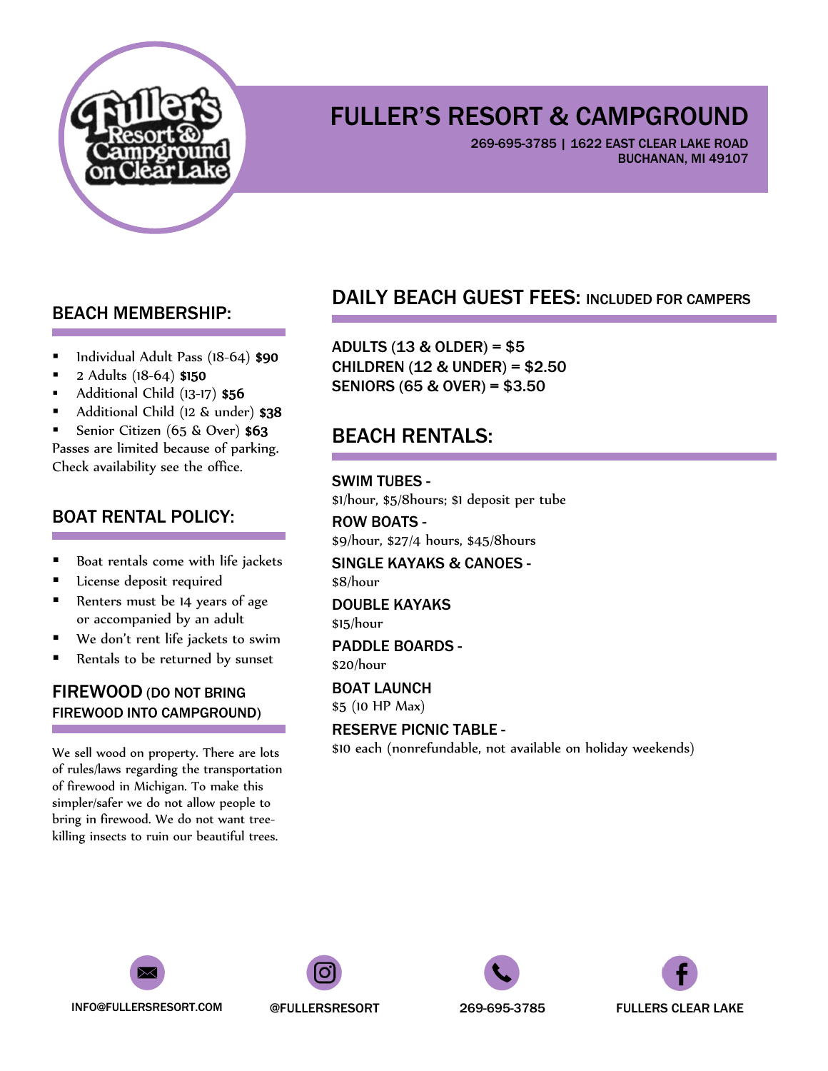# FULLER'S RESORT & CAMPGROUND

269-695-3785 | 1622 EAST CLEAR LAKE ROAD
BUCHANAN, MI 49107

## BEACH MEMBERSHIP:

- Individual Adult Pass (18-64) **$90**
- 2 Adults (18-64) **$150**
- Additional Child (13-17) **$56**
- Additional Child (12 & under) **$38**
- Senior Citizen (65 & Over) **$63**

Passes are limited because of parking. Check availability see the office.

## BOAT RENTAL POLICY:

- Boat rentals come with life jackets
- License deposit required
- Renters must be 14 years of age or accompanied by an adult
- We don't rent life jackets to swim
- Rentals to be returned by sunset

## FIREWOOD (DO NOT BRING FIREWOOD INTO CAMPGROUND)

We sell wood on property. There are lots of rules/laws regarding the transportation of firewood in Michigan. To make this simpler/safer we do not allow people to bring in firewood. We do not want tree-killing insects to ruin our beautiful trees.

## DAILY BEACH GUEST FEES: INCLUDED FOR CAMPERS

ADULTS (13 & OLDER) = $5
CHILDREN (12 & UNDER) = $2.50
SENIORS (65 & OVER) = $3.50

## BEACH RENTALS:

**SWIM TUBES -**
$1/hour, $5/8hours; $1 deposit per tube

**ROW BOATS -**
$9/hour, $27/4 hours, $45/8hours

**SINGLE KAYAKS & CANOES -**
$8/hour

**DOUBLE KAYAKS**
$15/hour

**PADDLE BOARDS -**
$20/hour

**BOAT LAUNCH**
$5 (10 HP Max)

**RESERVE PICNIC TABLE -**
$10 each (nonrefundable, not available on holiday weekends)

INFO@FULLERSRESORT.COM | @FULLERSRESORT | 269-695-3785 | FULLERS CLEAR LAKE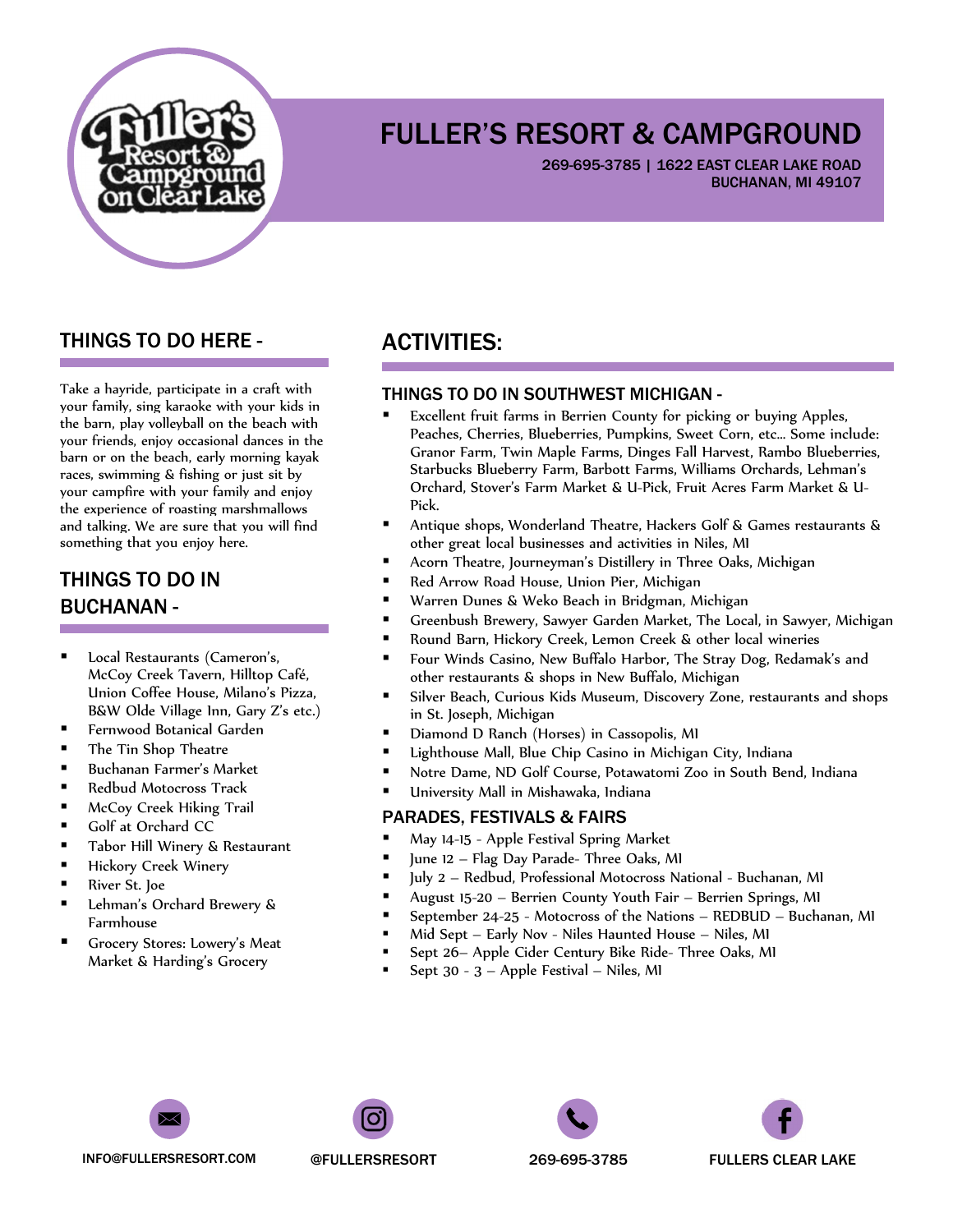# FULLER'S RESORT & CAMPGROUND

269-695-3785 | 1622 EAST CLEAR LAKE ROAD
BUCHANAN, MI 49107

## THINGS TO DO HERE -

Take a hayride, participate in a craft with your family, sing karaoke with your kids in the barn, play volleyball on the beach with your friends, enjoy occasional dances in the barn or on the beach, early morning kayak races, swimming & fishing or just sit by your campfire with your family and enjoy the experience of roasting marshmallows and talking. We are sure that you will find something that you enjoy here.

## THINGS TO DO IN BUCHANAN -

- Local Restaurants (Cameron's, McCoy Creek Tavern, Hilltop Café, Union Coffee House, Milano's Pizza, B&W Olde Village Inn, Gary Z's etc.)
- Fernwood Botanical Garden
- The Tin Shop Theatre
- Buchanan Farmer's Market
- Redbud Motocross Track
- McCoy Creek Hiking Trail
- Golf at Orchard CC
- Tabor Hill Winery & Restaurant
- Hickory Creek Winery
- River St. Joe
- Lehman's Orchard Brewery & Farmhouse
- Grocery Stores: Lowery's Meat Market & Harding's Grocery

## ACTIVITIES:

### THINGS TO DO IN SOUTHWEST MICHIGAN -

- Excellent fruit farms in Berrien County for picking or buying Apples, Peaches, Cherries, Blueberries, Pumpkins, Sweet Corn, etc... Some include: Granor Farm, Twin Maple Farms, Dinges Fall Harvest, Rambo Blueberries, Starbucks Blueberry Farm, Barbott Farms, Williams Orchards, Lehman's Orchard, Stover's Farm Market & U-Pick, Fruit Acres Farm Market & U-Pick.
- Antique shops, Wonderland Theatre, Hackers Golf & Games restaurants & other great local businesses and activities in Niles, MI
- Acorn Theatre, Journeyman's Distillery in Three Oaks, Michigan
- Red Arrow Road House, Union Pier, Michigan
- Warren Dunes & Weko Beach in Bridgman, Michigan
- Greenbush Brewery, Sawyer Garden Market, The Local, in Sawyer, Michigan
- Round Barn, Hickory Creek, Lemon Creek & other local wineries
- Four Winds Casino, New Buffalo Harbor, The Stray Dog, Redamak's and other restaurants & shops in New Buffalo, Michigan
- Silver Beach, Curious Kids Museum, Discovery Zone, restaurants and shops in St. Joseph, Michigan
- Diamond D Ranch (Horses) in Cassopolis, MI
- Lighthouse Mall, Blue Chip Casino in Michigan City, Indiana
- Notre Dame, ND Golf Course, Potawatomi Zoo in South Bend, Indiana
- University Mall in Mishawaka, Indiana

### PARADES, FESTIVALS & FAIRS

- May 14-15 - Apple Festival Spring Market
- June 12 – Flag Day Parade- Three Oaks, MI
- July 2 – Redbud, Professional Motocross National - Buchanan, MI
- August 15-20 – Berrien County Youth Fair – Berrien Springs, MI
- September 24-25 - Motocross of the Nations – REDBUD – Buchanan, MI
- Mid Sept – Early Nov - Niles Haunted House – Niles, MI
- Sept 26– Apple Cider Century Bike Ride- Three Oaks, MI
- Sept 30 - 3 – Apple Festival – Niles, MI

INFO@FULLERSRESORT.COM | @FULLERSRESORT | 269-695-3785 | FULLERS CLEAR LAKE